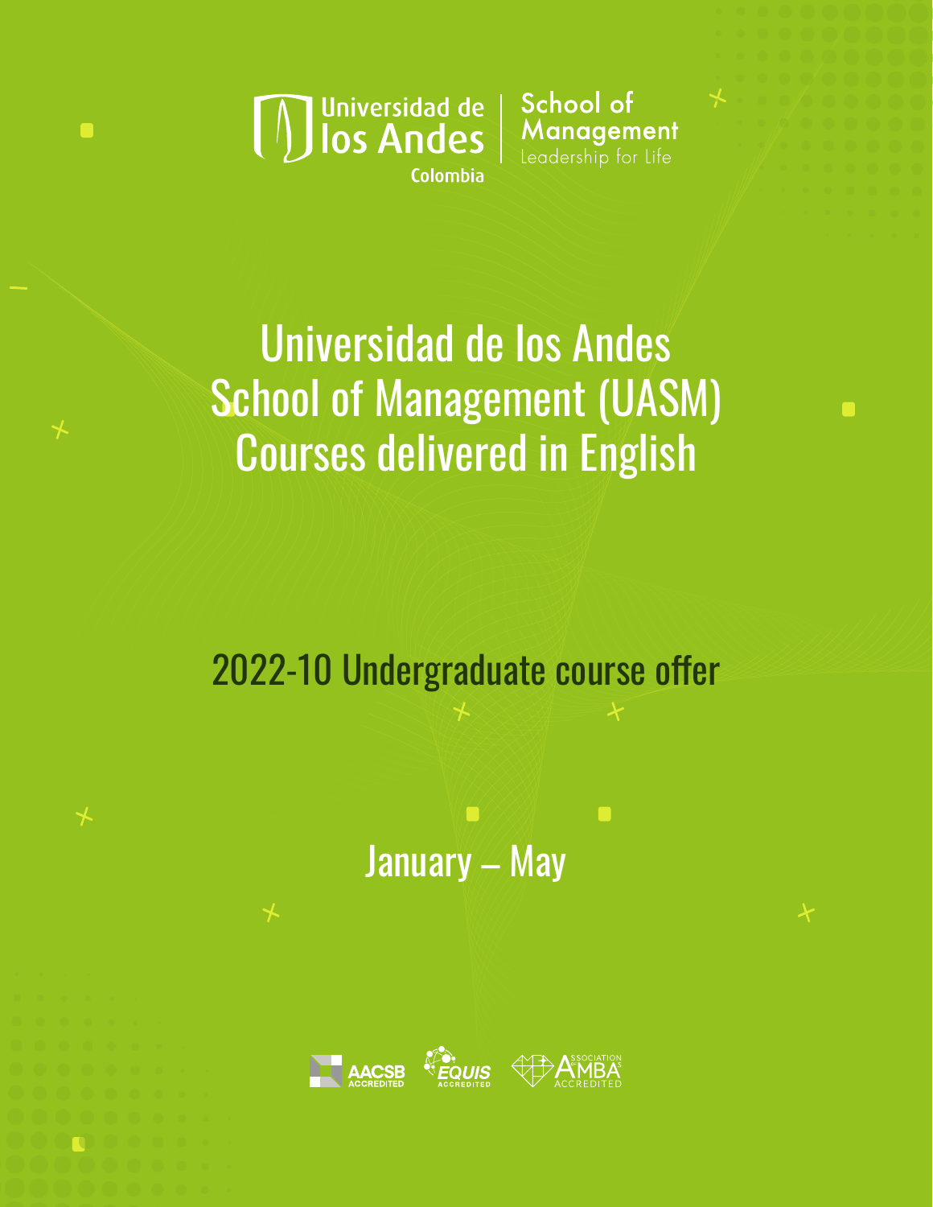Universidad de los Andes Colombia | School of Management — Leadership for Life

# Universidad de los Andes School of Management (UASM) Courses delivered in English

## 2022-10 Undergraduate course offer

## January – May

AACSB ACCREDITED · EQUIS ACCREDITED · Association of MBAs ACCREDITED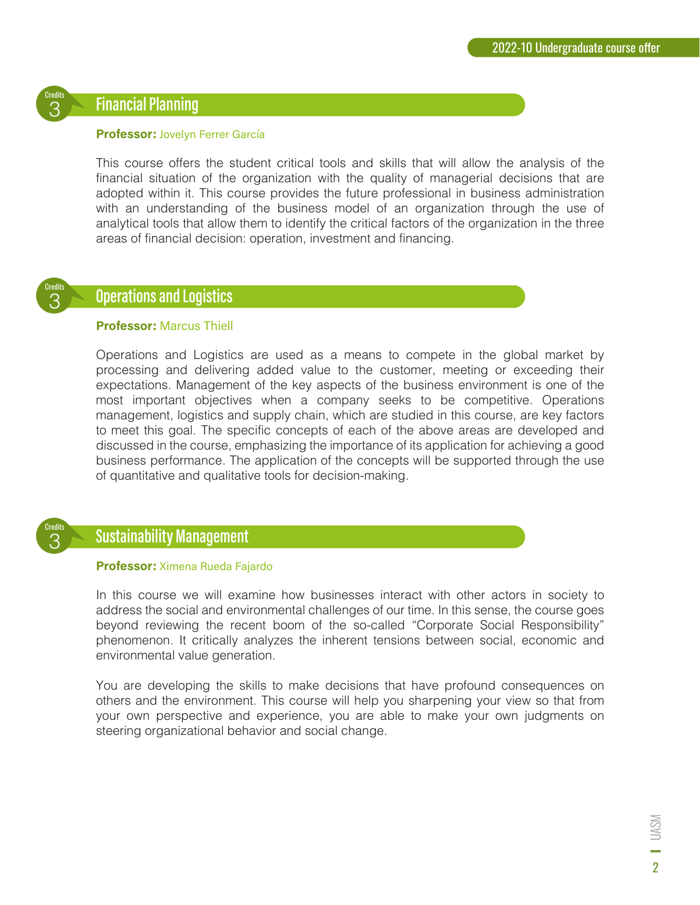## Financial Planning

Credits 3

**Professor:** Jovelyn Ferrer García

This course offers the student critical tools and skills that will allow the analysis of the financial situation of the organization with the quality of managerial decisions that are adopted within it. This course provides the future professional in business administration with an understanding of the business model of an organization through the use of analytical tools that allow them to identify the critical factors of the organization in the three areas of financial decision: operation, investment and financing.

## Operations and Logistics

Credits 3

**Professor:** Marcus Thiell

Operations and Logistics are used as a means to compete in the global market by processing and delivering added value to the customer, meeting or exceeding their expectations. Management of the key aspects of the business environment is one of the most important objectives when a company seeks to be competitive. Operations management, logistics and supply chain, which are studied in this course, are key factors to meet this goal. The specific concepts of each of the above areas are developed and discussed in the course, emphasizing the importance of its application for achieving a good business performance. The application of the concepts will be supported through the use of quantitative and qualitative tools for decision-making.

## Sustainability Management

Credits 3

**Professor:** Ximena Rueda Fajardo

In this course we will examine how businesses interact with other actors in society to address the social and environmental challenges of our time. In this sense, the course goes beyond reviewing the recent boom of the so-called "Corporate Social Responsibility" phenomenon. It critically analyzes the inherent tensions between social, economic and environmental value generation.

You are developing the skills to make decisions that have profound consequences on others and the environment. This course will help you sharpening your view so that from your own perspective and experience, you are able to make your own judgments on steering organizational behavior and social change.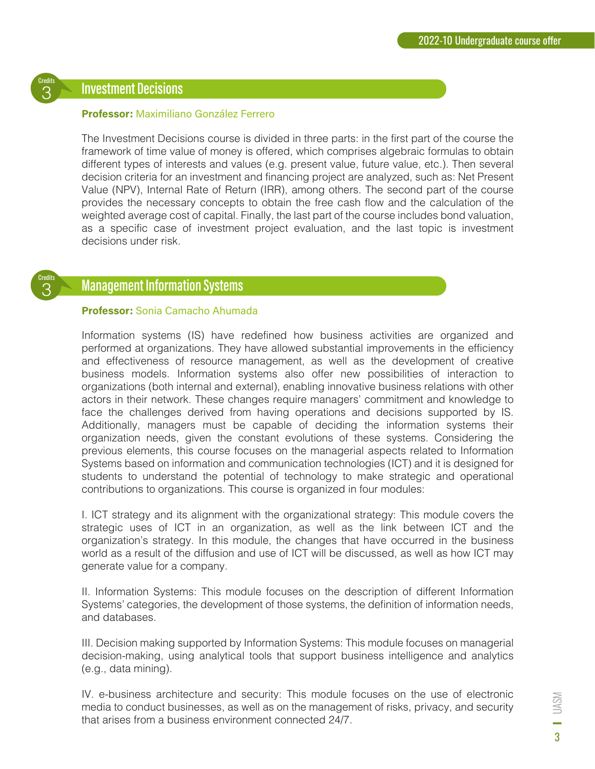## Investment Decisions

Credits 3

**Professor:** Maximiliano González Ferrero

The Investment Decisions course is divided in three parts: in the first part of the course the framework of time value of money is offered, which comprises algebraic formulas to obtain different types of interests and values (e.g. present value, future value, etc.). Then several decision criteria for an investment and financing project are analyzed, such as: Net Present Value (NPV), Internal Rate of Return (IRR), among others. The second part of the course provides the necessary concepts to obtain the free cash flow and the calculation of the weighted average cost of capital. Finally, the last part of the course includes bond valuation, as a specific case of investment project evaluation, and the last topic is investment decisions under risk.

## Management Information Systems

Credits 3

**Professor:** Sonia Camacho Ahumada

Information systems (IS) have redefined how business activities are organized and performed at organizations. They have allowed substantial improvements in the efficiency and effectiveness of resource management, as well as the development of creative business models. Information systems also offer new possibilities of interaction to organizations (both internal and external), enabling innovative business relations with other actors in their network. These changes require managers' commitment and knowledge to face the challenges derived from having operations and decisions supported by IS. Additionally, managers must be capable of deciding the information systems their organization needs, given the constant evolutions of these systems. Considering the previous elements, this course focuses on the managerial aspects related to Information Systems based on information and communication technologies (ICT) and it is designed for students to understand the potential of technology to make strategic and operational contributions to organizations. This course is organized in four modules:

I. ICT strategy and its alignment with the organizational strategy: This module covers the strategic uses of ICT in an organization, as well as the link between ICT and the organization's strategy. In this module, the changes that have occurred in the business world as a result of the diffusion and use of ICT will be discussed, as well as how ICT may generate value for a company.

II. Information Systems: This module focuses on the description of different Information Systems' categories, the development of those systems, the definition of information needs, and databases.

III. Decision making supported by Information Systems: This module focuses on managerial decision-making, using analytical tools that support business intelligence and analytics (e.g., data mining).

IV. e-business architecture and security: This module focuses on the use of electronic media to conduct businesses, as well as on the management of risks, privacy, and security that arises from a business environment connected 24/7.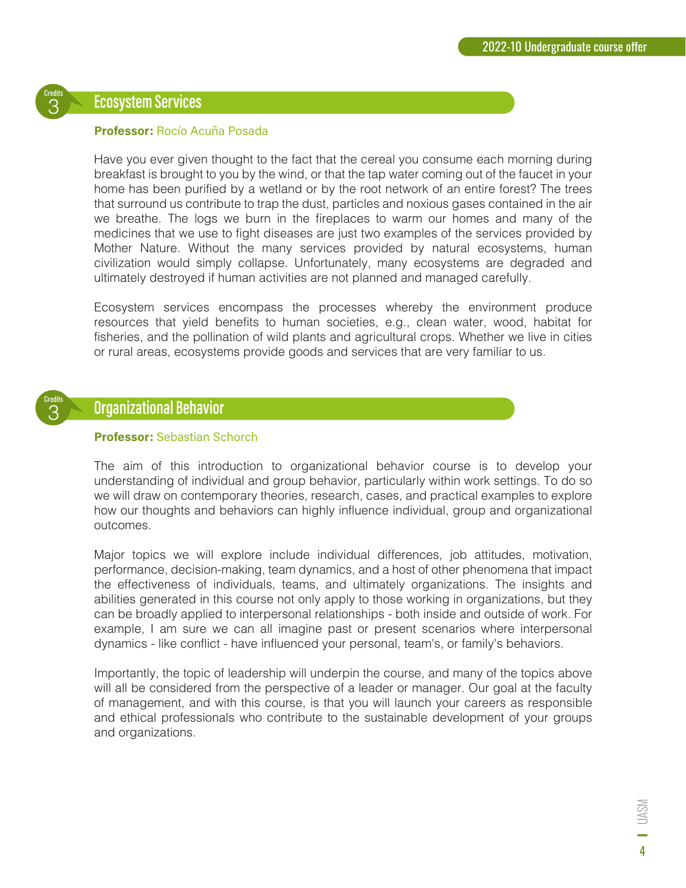## Ecosystem Services

Credits 3

**Professor:** Rocío Acuña Posada

Have you ever given thought to the fact that the cereal you consume each morning during breakfast is brought to you by the wind, or that the tap water coming out of the faucet in your home has been purified by a wetland or by the root network of an entire forest? The trees that surround us contribute to trap the dust, particles and noxious gases contained in the air we breathe. The logs we burn in the fireplaces to warm our homes and many of the medicines that we use to fight diseases are just two examples of the services provided by Mother Nature. Without the many services provided by natural ecosystems, human civilization would simply collapse. Unfortunately, many ecosystems are degraded and ultimately destroyed if human activities are not planned and managed carefully.

Ecosystem services encompass the processes whereby the environment produce resources that yield benefits to human societies, e.g., clean water, wood, habitat for fisheries, and the pollination of wild plants and agricultural crops. Whether we live in cities or rural areas, ecosystems provide goods and services that are very familiar to us.

## Organizational Behavior

Credits 3

**Professor:** Sebastian Schorch

The aim of this introduction to organizational behavior course is to develop your understanding of individual and group behavior, particularly within work settings. To do so we will draw on contemporary theories, research, cases, and practical examples to explore how our thoughts and behaviors can highly influence individual, group and organizational outcomes.

Major topics we will explore include individual differences, job attitudes, motivation, performance, decision-making, team dynamics, and a host of other phenomena that impact the effectiveness of individuals, teams, and ultimately organizations. The insights and abilities generated in this course not only apply to those working in organizations, but they can be broadly applied to interpersonal relationships - both inside and outside of work. For example, I am sure we can all imagine past or present scenarios where interpersonal dynamics - like conflict - have influenced your personal, team's, or family's behaviors.

Importantly, the topic of leadership will underpin the course, and many of the topics above will all be considered from the perspective of a leader or manager. Our goal at the faculty of management, and with this course, is that you will launch your careers as responsible and ethical professionals who contribute to the sustainable development of your groups and organizations.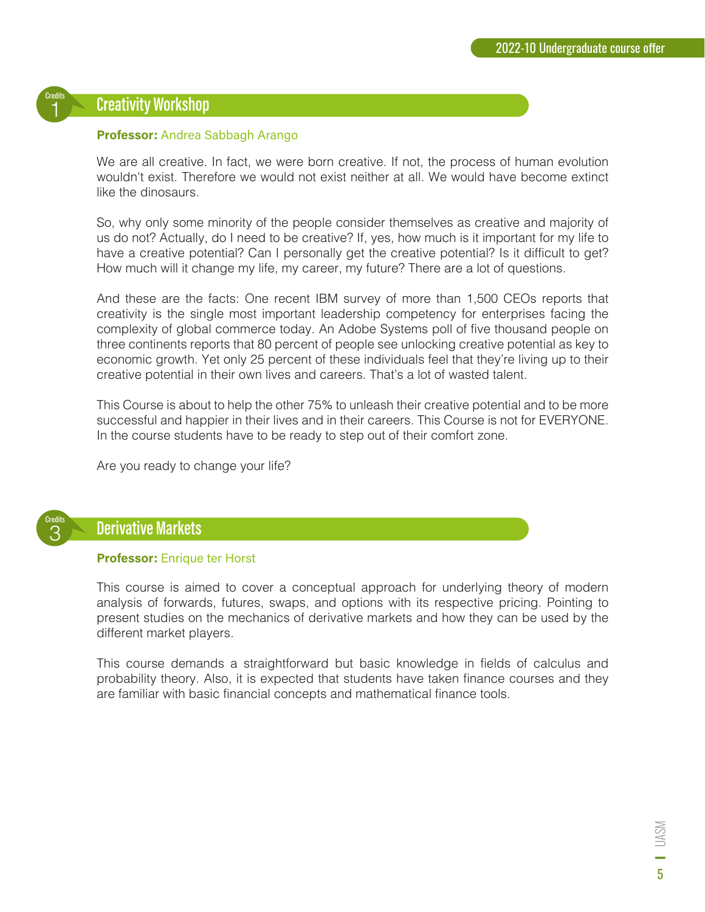## Creativity Workshop

Credits 1

**Professor:** Andrea Sabbagh Arango

We are all creative. In fact, we were born creative. If not, the process of human evolution wouldn't exist. Therefore we would not exist neither at all. We would have become extinct like the dinosaurs.

So, why only some minority of the people consider themselves as creative and majority of us do not? Actually, do I need to be creative? If, yes, how much is it important for my life to have a creative potential? Can I personally get the creative potential? Is it difficult to get? How much will it change my life, my career, my future? There are a lot of questions.

And these are the facts: One recent IBM survey of more than 1,500 CEOs reports that creativity is the single most important leadership competency for enterprises facing the complexity of global commerce today. An Adobe Systems poll of five thousand people on three continents reports that 80 percent of people see unlocking creative potential as key to economic growth. Yet only 25 percent of these individuals feel that they're living up to their creative potential in their own lives and careers. That's a lot of wasted talent.

This Course is about to help the other 75% to unleash their creative potential and to be more successful and happier in their lives and in their careers. This Course is not for EVERYONE. In the course students have to be ready to step out of their comfort zone.

Are you ready to change your life?

## Derivative Markets

Credits 3

**Professor:** Enrique ter Horst

This course is aimed to cover a conceptual approach for underlying theory of modern analysis of forwards, futures, swaps, and options with its respective pricing. Pointing to present studies on the mechanics of derivative markets and how they can be used by the different market players.

This course demands a straightforward but basic knowledge in fields of calculus and probability theory. Also, it is expected that students have taken finance courses and they are familiar with basic financial concepts and mathematical finance tools.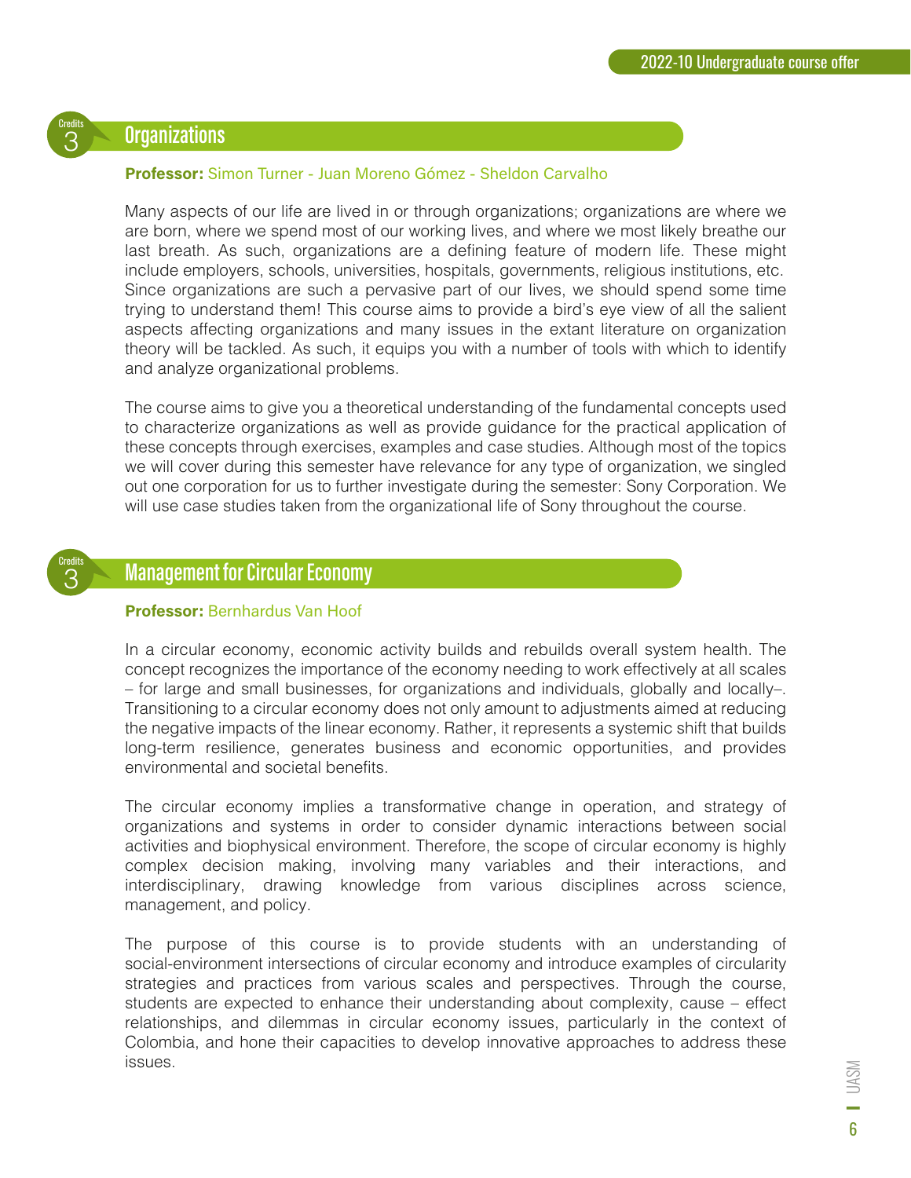Credits 3

## Organizations

**Professor:** Simon Turner - Juan Moreno Gómez - Sheldon Carvalho

Many aspects of our life are lived in or through organizations; organizations are where we are born, where we spend most of our working lives, and where we most likely breathe our last breath. As such, organizations are a defining feature of modern life. These might include employers, schools, universities, hospitals, governments, religious institutions, etc. Since organizations are such a pervasive part of our lives, we should spend some time trying to understand them! This course aims to provide a bird's eye view of all the salient aspects affecting organizations and many issues in the extant literature on organization theory will be tackled. As such, it equips you with a number of tools with which to identify and analyze organizational problems.

The course aims to give you a theoretical understanding of the fundamental concepts used to characterize organizations as well as provide guidance for the practical application of these concepts through exercises, examples and case studies. Although most of the topics we will cover during this semester have relevance for any type of organization, we singled out one corporation for us to further investigate during the semester: Sony Corporation. We will use case studies taken from the organizational life of Sony throughout the course.

Credits 3

## Management for Circular Economy

**Professor:** Bernhardus Van Hoof

In a circular economy, economic activity builds and rebuilds overall system health. The concept recognizes the importance of the economy needing to work effectively at all scales – for large and small businesses, for organizations and individuals, globally and locally–. Transitioning to a circular economy does not only amount to adjustments aimed at reducing the negative impacts of the linear economy. Rather, it represents a systemic shift that builds long-term resilience, generates business and economic opportunities, and provides environmental and societal benefits.

The circular economy implies a transformative change in operation, and strategy of organizations and systems in order to consider dynamic interactions between social activities and biophysical environment. Therefore, the scope of circular economy is highly complex decision making, involving many variables and their interactions, and interdisciplinary, drawing knowledge from various disciplines across science, management, and policy.

The purpose of this course is to provide students with an understanding of social-environment intersections of circular economy and introduce examples of circularity strategies and practices from various scales and perspectives. Through the course, students are expected to enhance their understanding about complexity, cause – effect relationships, and dilemmas in circular economy issues, particularly in the context of Colombia, and hone their capacities to develop innovative approaches to address these issues.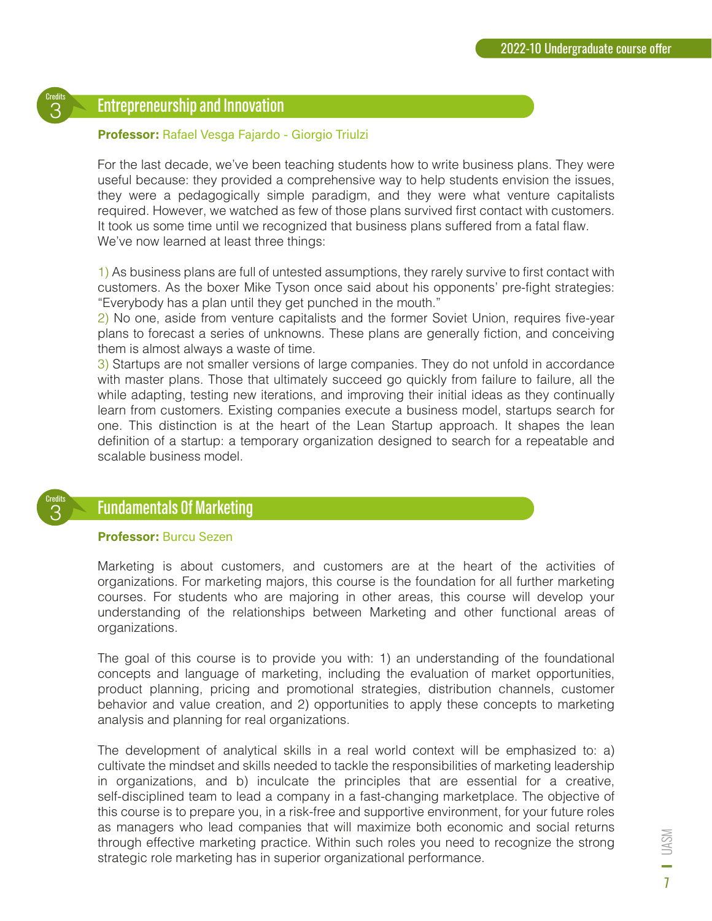Credits 3

## Entrepreneurship and Innovation

**Professor:** Rafael Vesga Fajardo - Giorgio Triulzi

For the last decade, we've been teaching students how to write business plans. They were useful because: they provided a comprehensive way to help students envision the issues, they were a pedagogically simple paradigm, and they were what venture capitalists required. However, we watched as few of those plans survived first contact with customers. It took us some time until we recognized that business plans suffered from a fatal flaw. We've now learned at least three things:

1) As business plans are full of untested assumptions, they rarely survive to first contact with customers. As the boxer Mike Tyson once said about his opponents' pre-fight strategies: "Everybody has a plan until they get punched in the mouth."
2) No one, aside from venture capitalists and the former Soviet Union, requires five-year plans to forecast a series of unknowns. These plans are generally fiction, and conceiving them is almost always a waste of time.
3) Startups are not smaller versions of large companies. They do not unfold in accordance with master plans. Those that ultimately succeed go quickly from failure to failure, all the while adapting, testing new iterations, and improving their initial ideas as they continually learn from customers. Existing companies execute a business model, startups search for one. This distinction is at the heart of the Lean Startup approach. It shapes the lean definition of a startup: a temporary organization designed to search for a repeatable and scalable business model.

Credits 3

## Fundamentals Of Marketing

**Professor:** Burcu Sezen

Marketing is about customers, and customers are at the heart of the activities of organizations. For marketing majors, this course is the foundation for all further marketing courses. For students who are majoring in other areas, this course will develop your understanding of the relationships between Marketing and other functional areas of organizations.

The goal of this course is to provide you with: 1) an understanding of the foundational concepts and language of marketing, including the evaluation of market opportunities, product planning, pricing and promotional strategies, distribution channels, customer behavior and value creation, and 2) opportunities to apply these concepts to marketing analysis and planning for real organizations.

The development of analytical skills in a real world context will be emphasized to: a) cultivate the mindset and skills needed to tackle the responsibilities of marketing leadership in organizations, and b) inculcate the principles that are essential for a creative, self-disciplined team to lead a company in a fast-changing marketplace. The objective of this course is to prepare you, in a risk-free and supportive environment, for your future roles as managers who lead companies that will maximize both economic and social returns through effective marketing practice. Within such roles you need to recognize the strong strategic role marketing has in superior organizational performance.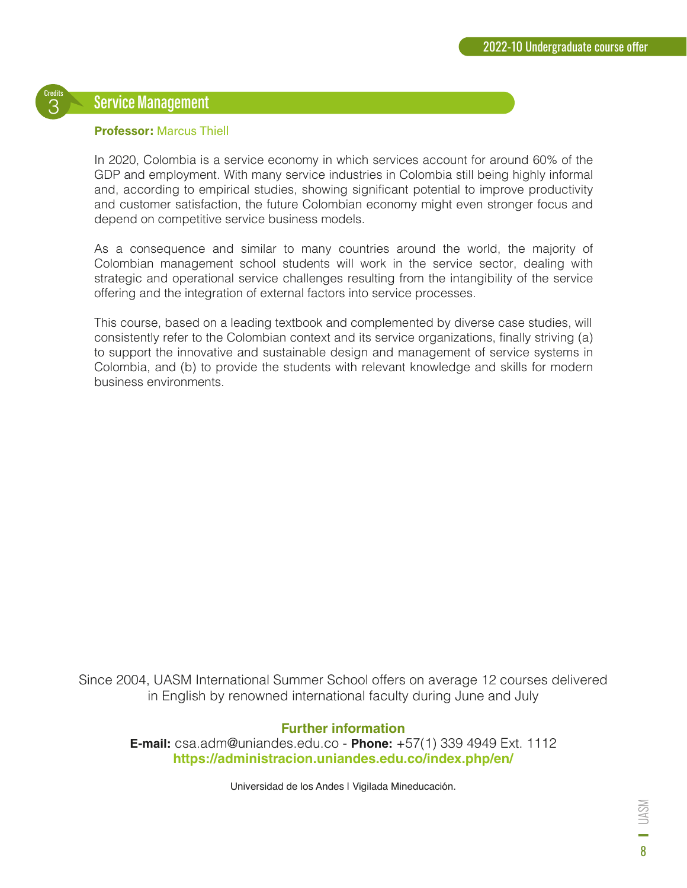Credits 3

## Service Management

**Professor:** Marcus Thiell

In 2020, Colombia is a service economy in which services account for around 60% of the GDP and employment. With many service industries in Colombia still being highly informal and, according to empirical studies, showing significant potential to improve productivity and customer satisfaction, the future Colombian economy might even stronger focus and depend on competitive service business models.

As a consequence and similar to many countries around the world, the majority of Colombian management school students will work in the service sector, dealing with strategic and operational service challenges resulting from the intangibility of the service offering and the integration of external factors into service processes.

This course, based on a leading textbook and complemented by diverse case studies, will consistently refer to the Colombian context and its service organizations, finally striving (a) to support the innovative and sustainable design and management of service systems in Colombia, and (b) to provide the students with relevant knowledge and skills for modern business environments.

Since 2004, UASM International Summer School offers on average 12 courses delivered in English by renowned international faculty during June and July

**Further information**

**E-mail:** csa.adm@uniandes.edu.co - **Phone:** +57(1) 339 4949 Ext. 1112

**https://administracion.uniandes.edu.co/index.php/en/**

Universidad de los Andes | Vigilada Mineducación.